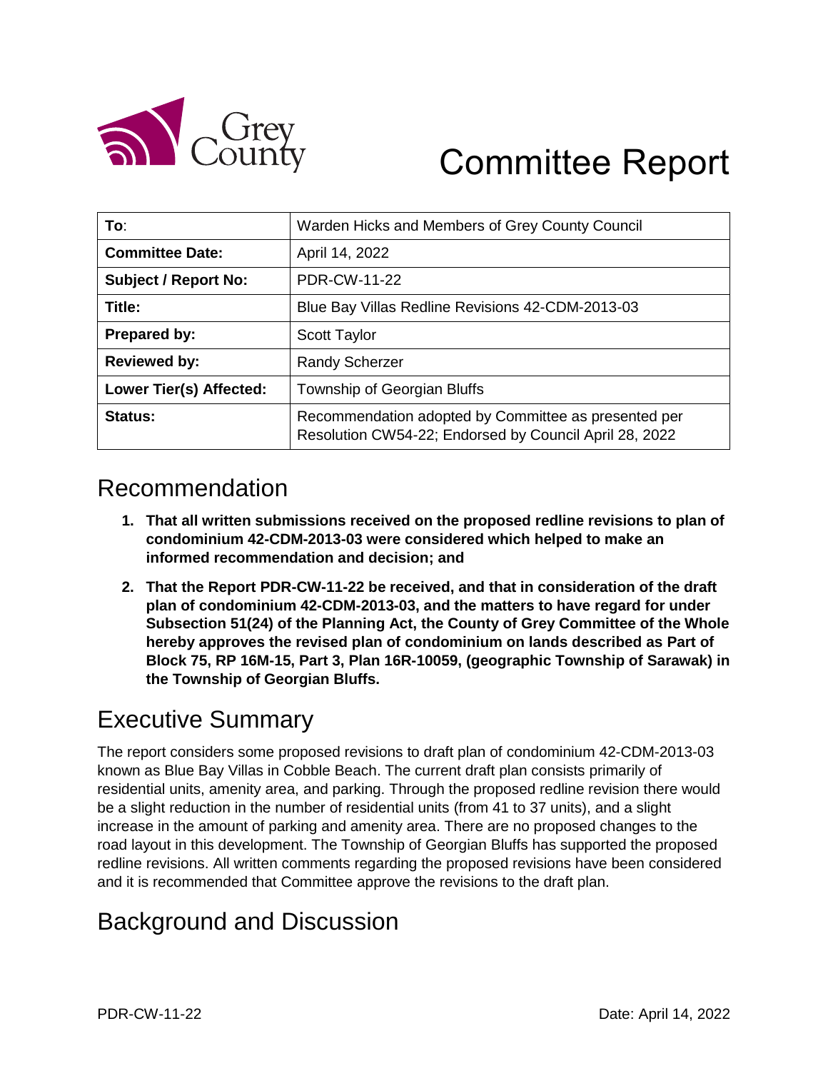# Committee Report

| To: | Warden Hicks and Members of Grey County Council |
|---|---|
| **Committee Date:** | April 14, 2022 |
| **Subject / Report No:** | PDR-CW-11-22 |
| **Title:** | Blue Bay Villas Redline Revisions 42-CDM-2013-03 |
| **Prepared by:** | Scott Taylor |
| **Reviewed by:** | Randy Scherzer |
| **Lower Tier(s) Affected:** | Township of Georgian Bluffs |
| **Status:** | Recommendation adopted by Committee as presented per Resolution CW54-22; Endorsed by Council April 28, 2022 |

## Recommendation

1. **That all written submissions received on the proposed redline revisions to plan of condominium 42-CDM-2013-03 were considered which helped to make an informed recommendation and decision; and**
2. **That the Report PDR-CW-11-22 be received, and that in consideration of the draft plan of condominium 42-CDM-2013-03, and the matters to have regard for under Subsection 51(24) of the Planning Act, the County of Grey Committee of the Whole hereby approves the revised plan of condominium on lands described as Part of Block 75, RP 16M-15, Part 3, Plan 16R-10059, (geographic Township of Sarawak) in the Township of Georgian Bluffs.**

## Executive Summary

The report considers some proposed revisions to draft plan of condominium 42-CDM-2013-03 known as Blue Bay Villas in Cobble Beach. The current draft plan consists primarily of residential units, amenity area, and parking. Through the proposed redline revision there would be a slight reduction in the number of residential units (from 41 to 37 units), and a slight increase in the amount of parking and amenity area. There are no proposed changes to the road layout in this development. The Township of Georgian Bluffs has supported the proposed redline revisions. All written comments regarding the proposed revisions have been considered and it is recommended that Committee approve the revisions to the draft plan.

## Background and Discussion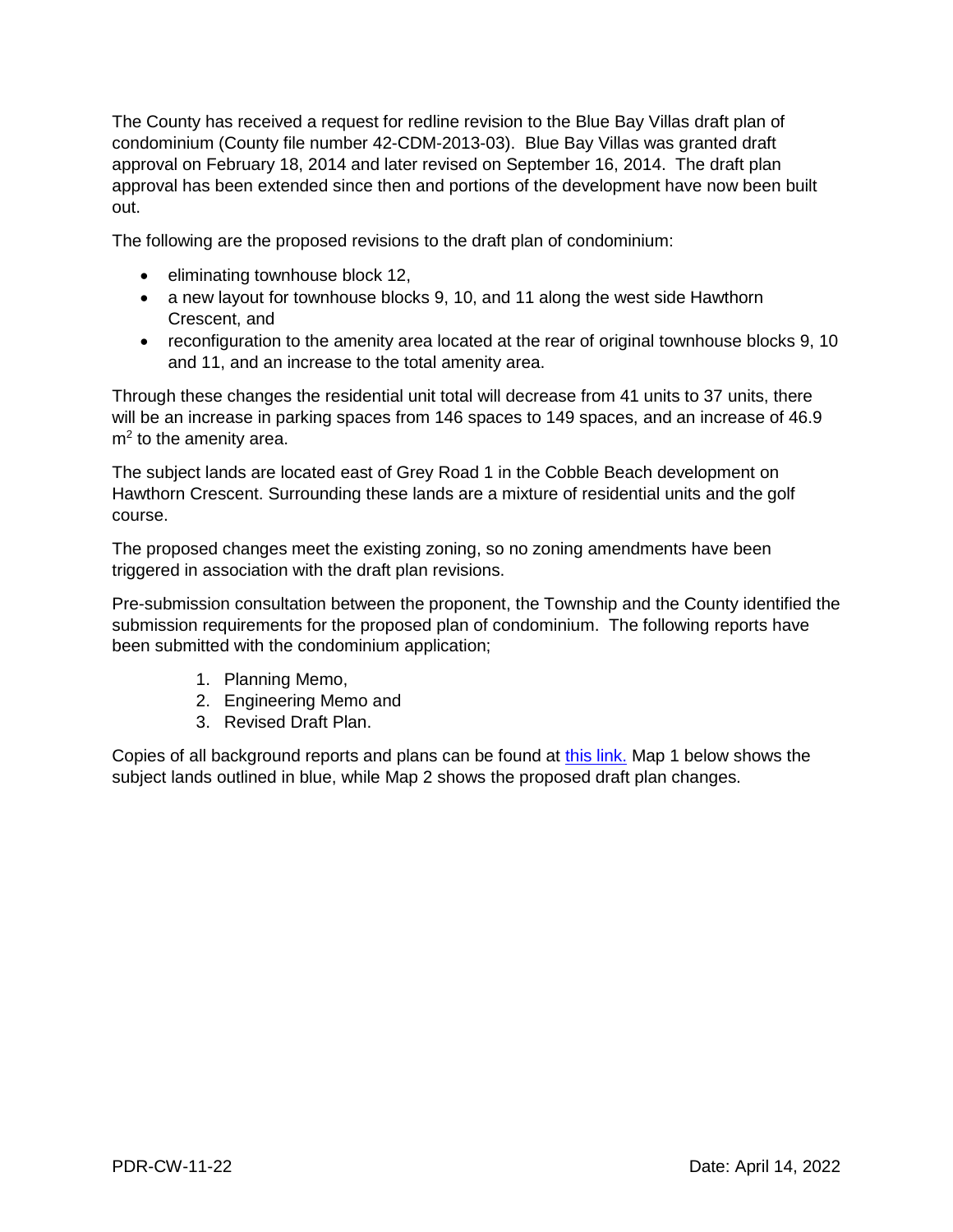The County has received a request for redline revision to the Blue Bay Villas draft plan of condominium (County file number 42-CDM-2013-03). Blue Bay Villas was granted draft approval on February 18, 2014 and later revised on September 16, 2014. The draft plan approval has been extended since then and portions of the development have now been built out.

The following are the proposed revisions to the draft plan of condominium:

- eliminating townhouse block 12,
- a new layout for townhouse blocks 9, 10, and 11 along the west side Hawthorn Crescent, and
- reconfiguration to the amenity area located at the rear of original townhouse blocks 9, 10 and 11, and an increase to the total amenity area.

Through these changes the residential unit total will decrease from 41 units to 37 units, there will be an increase in parking spaces from 146 spaces to 149 spaces, and an increase of 46.9 $m^2$ to the amenity area.

The subject lands are located east of Grey Road 1 in the Cobble Beach development on Hawthorn Crescent. Surrounding these lands are a mixture of residential units and the golf course.

The proposed changes meet the existing zoning, so no zoning amendments have been triggered in association with the draft plan revisions.

Pre-submission consultation between the proponent, the Township and the County identified the submission requirements for the proposed plan of condominium. The following reports have been submitted with the condominium application;

1. Planning Memo,
2. Engineering Memo and
3. Revised Draft Plan.

Copies of all background reports and plans can be found at this link. Map 1 below shows the subject lands outlined in blue, while Map 2 shows the proposed draft plan changes.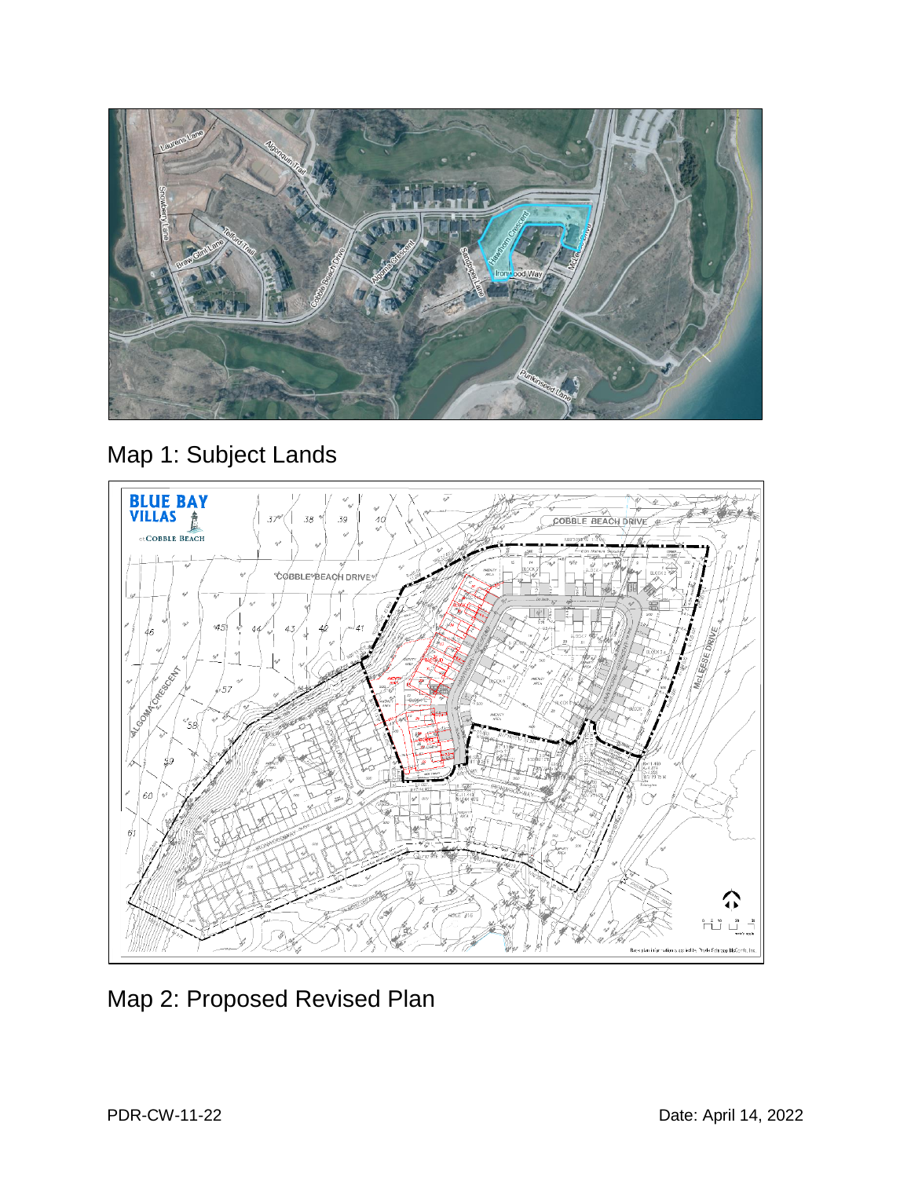Map 1: Subject Lands

Map 2: Proposed Revised Plan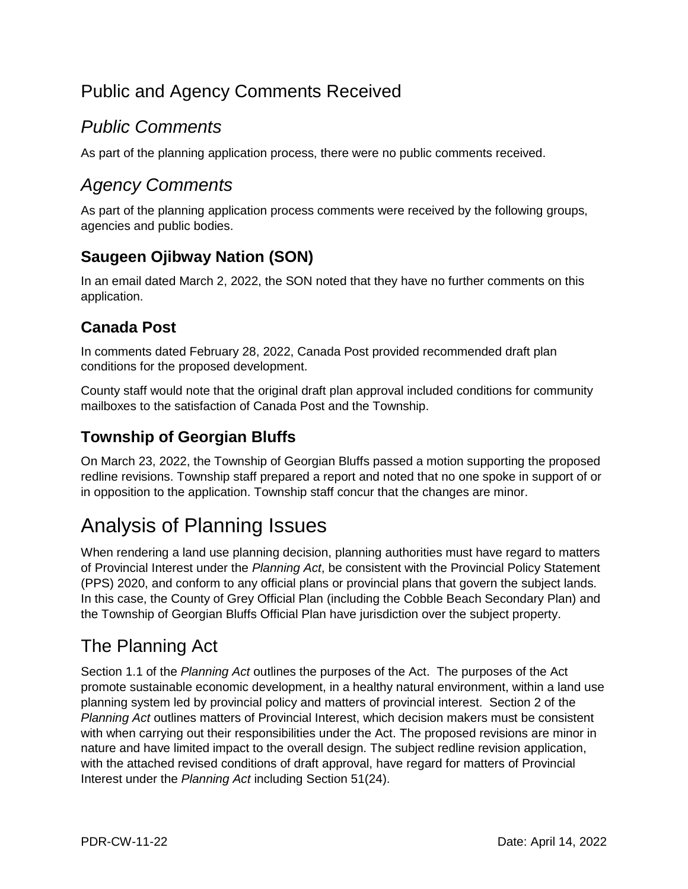# Public and Agency Comments Received

## *Public Comments*

As part of the planning application process, there were no public comments received.

## *Agency Comments*

As part of the planning application process comments were received by the following groups, agencies and public bodies.

### Saugeen Ojibway Nation (SON)

In an email dated March 2, 2022, the SON noted that they have no further comments on this application.

### Canada Post

In comments dated February 28, 2022, Canada Post provided recommended draft plan conditions for the proposed development.

County staff would note that the original draft plan approval included conditions for community mailboxes to the satisfaction of Canada Post and the Township.

### Township of Georgian Bluffs

On March 23, 2022, the Township of Georgian Bluffs passed a motion supporting the proposed redline revisions. Township staff prepared a report and noted that no one spoke in support of or in opposition to the application. Township staff concur that the changes are minor.

# Analysis of Planning Issues

When rendering a land use planning decision, planning authorities must have regard to matters of Provincial Interest under the *Planning Act*, be consistent with the Provincial Policy Statement (PPS) 2020, and conform to any official plans or provincial plans that govern the subject lands. In this case, the County of Grey Official Plan (including the Cobble Beach Secondary Plan) and the Township of Georgian Bluffs Official Plan have jurisdiction over the subject property.

# The Planning Act

Section 1.1 of the *Planning Act* outlines the purposes of the Act. The purposes of the Act promote sustainable economic development, in a healthy natural environment, within a land use planning system led by provincial policy and matters of provincial interest. Section 2 of the *Planning Act* outlines matters of Provincial Interest, which decision makers must be consistent with when carrying out their responsibilities under the Act. The proposed revisions are minor in nature and have limited impact to the overall design. The subject redline revision application, with the attached revised conditions of draft approval, have regard for matters of Provincial Interest under the *Planning Act* including Section 51(24).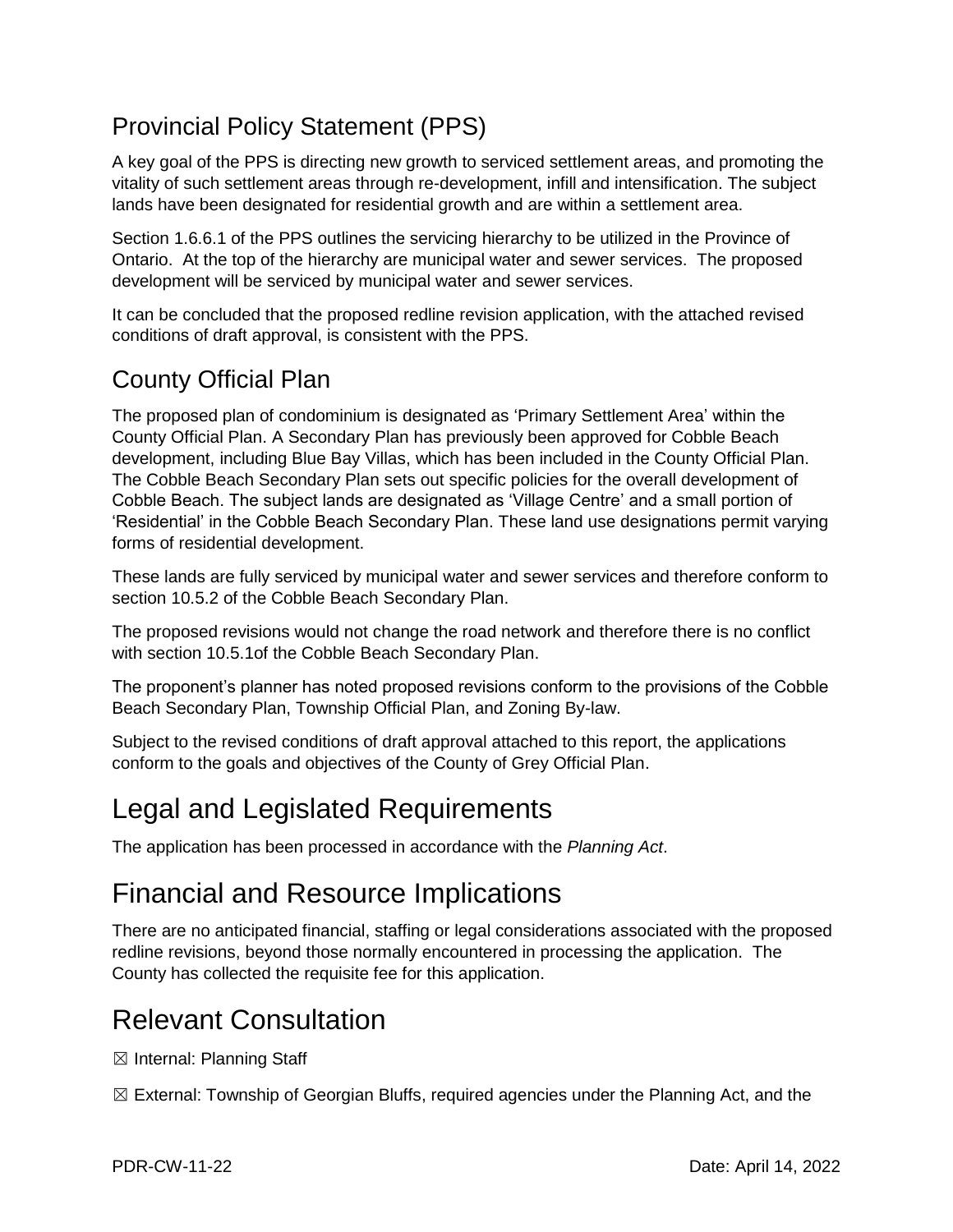## Provincial Policy Statement (PPS)

A key goal of the PPS is directing new growth to serviced settlement areas, and promoting the vitality of such settlement areas through re-development, infill and intensification. The subject lands have been designated for residential growth and are within a settlement area.

Section 1.6.6.1 of the PPS outlines the servicing hierarchy to be utilized in the Province of Ontario. At the top of the hierarchy are municipal water and sewer services. The proposed development will be serviced by municipal water and sewer services.

It can be concluded that the proposed redline revision application, with the attached revised conditions of draft approval, is consistent with the PPS.

## County Official Plan

The proposed plan of condominium is designated as 'Primary Settlement Area' within the County Official Plan. A Secondary Plan has previously been approved for Cobble Beach development, including Blue Bay Villas, which has been included in the County Official Plan. The Cobble Beach Secondary Plan sets out specific policies for the overall development of Cobble Beach. The subject lands are designated as 'Village Centre' and a small portion of 'Residential' in the Cobble Beach Secondary Plan. These land use designations permit varying forms of residential development.

These lands are fully serviced by municipal water and sewer services and therefore conform to section 10.5.2 of the Cobble Beach Secondary Plan.

The proposed revisions would not change the road network and therefore there is no conflict with section 10.5.1of the Cobble Beach Secondary Plan.

The proponent's planner has noted proposed revisions conform to the provisions of the Cobble Beach Secondary Plan, Township Official Plan, and Zoning By-law.

Subject to the revised conditions of draft approval attached to this report, the applications conform to the goals and objectives of the County of Grey Official Plan.

# Legal and Legislated Requirements

The application has been processed in accordance with the *Planning Act*.

# Financial and Resource Implications

There are no anticipated financial, staffing or legal considerations associated with the proposed redline revisions, beyond those normally encountered in processing the application. The County has collected the requisite fee for this application.

# Relevant Consultation

☒ Internal: Planning Staff

☒ External: Township of Georgian Bluffs, required agencies under the Planning Act, and the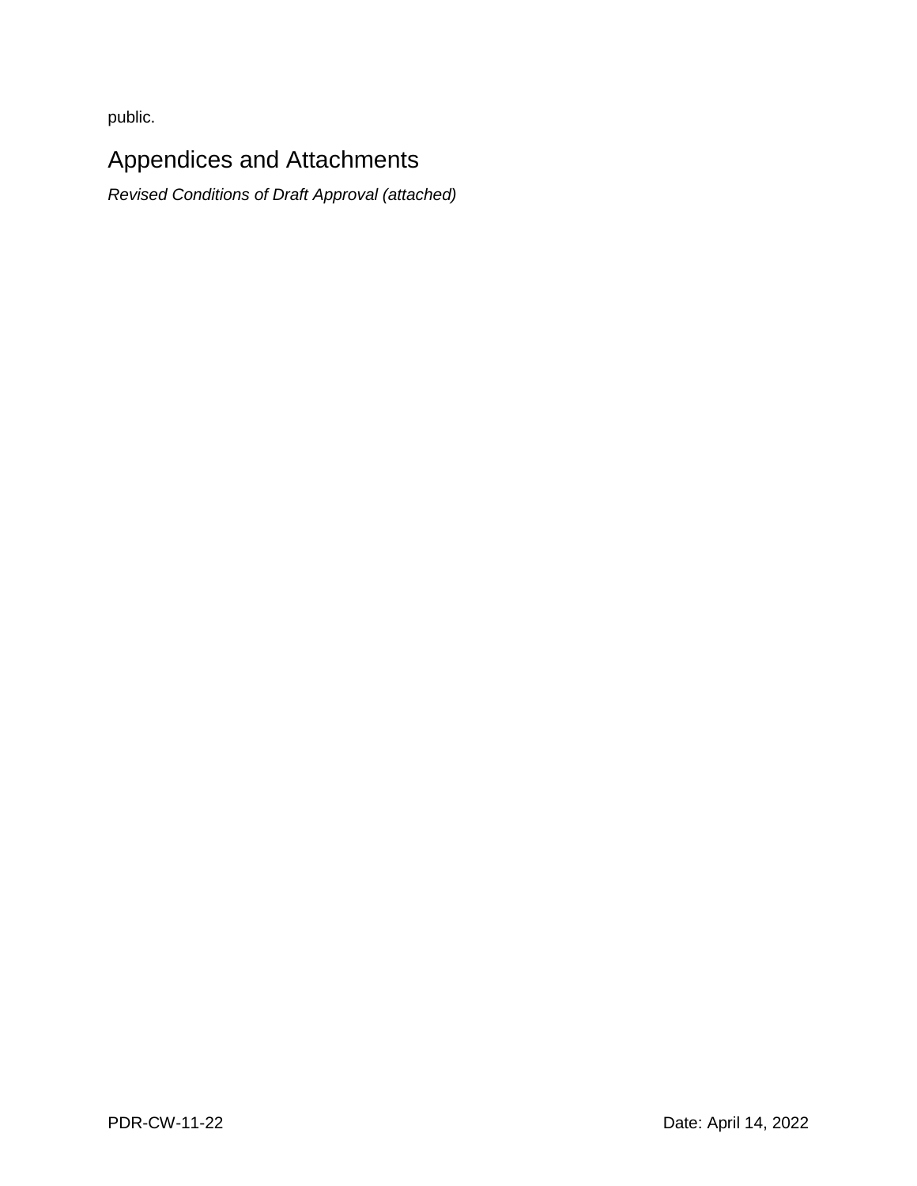public.

## Appendices and Attachments

*Revised Conditions of Draft Approval (attached)*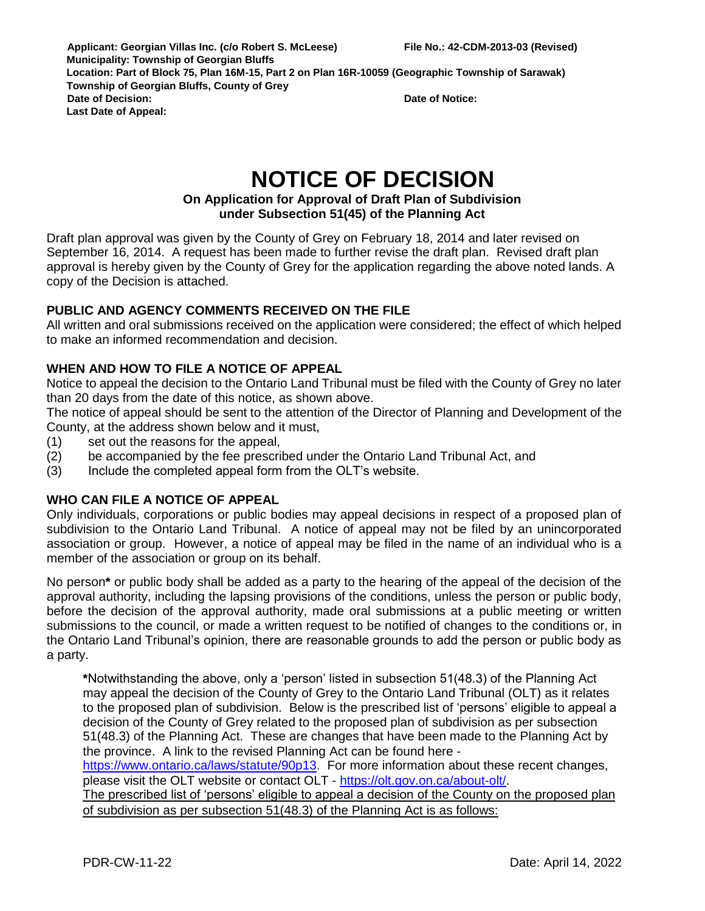**Applicant: Georgian Villas Inc. (c/o Robert S. McLeese)** **File No.: 42-CDM-2013-03 (Revised)**
**Municipality: Township of Georgian Bluffs**
**Location: Part of Block 75, Plan 16M-15, Part 2 on Plan 16R-10059 (Geographic Township of Sarawak) Township of Georgian Bluffs, County of Grey**
**Date of Decision:** **Date of Notice:**
**Last Date of Appeal:**

# NOTICE OF DECISION

**On Application for Approval of Draft Plan of Subdivision under Subsection 51(45) of the Planning Act**

Draft plan approval was given by the County of Grey on February 18, 2014 and later revised on September 16, 2014. A request has been made to further revise the draft plan. Revised draft plan approval is hereby given by the County of Grey for the application regarding the above noted lands. A copy of the Decision is attached.

## PUBLIC AND AGENCY COMMENTS RECEIVED ON THE FILE

All written and oral submissions received on the application were considered; the effect of which helped to make an informed recommendation and decision.

## WHEN AND HOW TO FILE A NOTICE OF APPEAL

Notice to appeal the decision to the Ontario Land Tribunal must be filed with the County of Grey no later than 20 days from the date of this notice, as shown above.

The notice of appeal should be sent to the attention of the Director of Planning and Development of the County, at the address shown below and it must,

(1) set out the reasons for the appeal,
(2) be accompanied by the fee prescribed under the Ontario Land Tribunal Act, and
(3) Include the completed appeal form from the OLT's website.

## WHO CAN FILE A NOTICE OF APPEAL

Only individuals, corporations or public bodies may appeal decisions in respect of a proposed plan of subdivision to the Ontario Land Tribunal. A notice of appeal may not be filed by an unincorporated association or group. However, a notice of appeal may be filed in the name of an individual who is a member of the association or group on its behalf.

No person**\*** or public body shall be added as a party to the hearing of the appeal of the decision of the approval authority, including the lapsing provisions of the conditions, unless the person or public body, before the decision of the approval authority, made oral submissions at a public meeting or written submissions to the council, or made a written request to be notified of changes to the conditions or, in the Ontario Land Tribunal's opinion, there are reasonable grounds to add the person or public body as a party.

> **\***Notwithstanding the above, only a 'person' listed in subsection 51(48.3) of the Planning Act may appeal the decision of the County of Grey to the Ontario Land Tribunal (OLT) as it relates to the proposed plan of subdivision. Below is the prescribed list of 'persons' eligible to appeal a decision of the County of Grey related to the proposed plan of subdivision as per subsection 51(48.3) of the Planning Act. These are changes that have been made to the Planning Act by the province. A link to the revised Planning Act can be found here - https://www.ontario.ca/laws/statute/90p13. For more information about these recent changes, please visit the OLT website or contact OLT - https://olt.gov.on.ca/about-olt/.
>
> The prescribed list of 'persons' eligible to appeal a decision of the County on the proposed plan of subdivision as per subsection 51(48.3) of the Planning Act is as follows:

PDR-CW-11-22 Date: April 14, 2022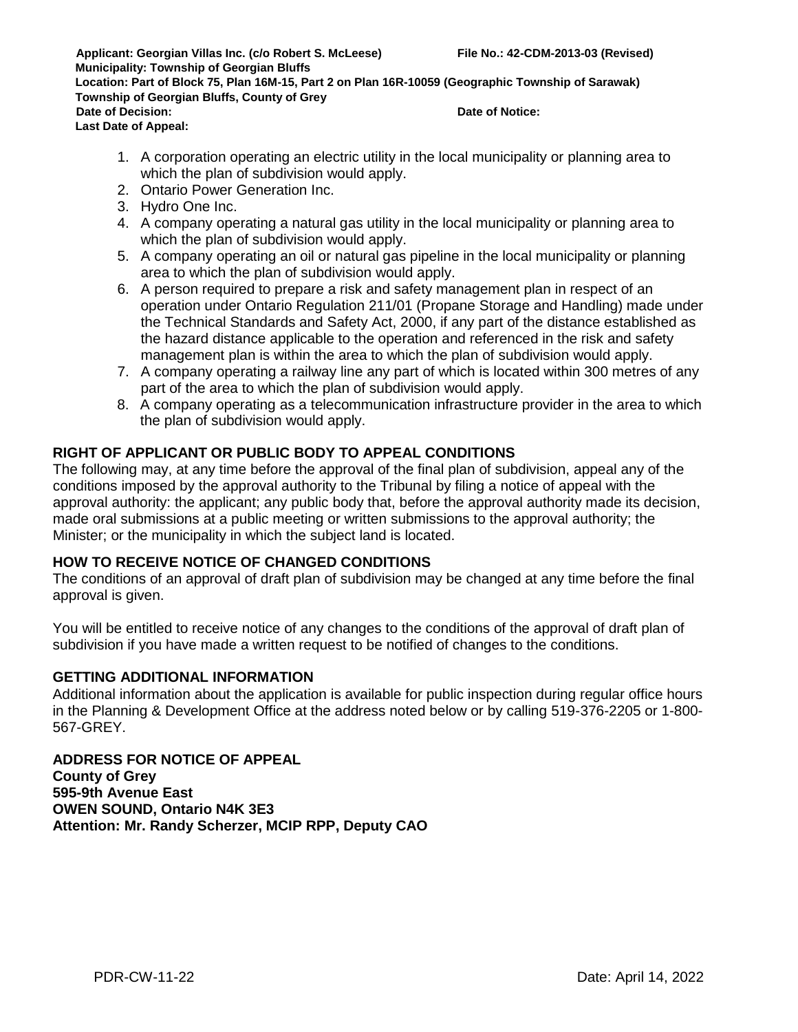**Applicant: Georgian Villas Inc. (c/o Robert S. McLeese)** **File No.: 42-CDM-2013-03 (Revised)**
**Municipality: Township of Georgian Bluffs**
**Location: Part of Block 75, Plan 16M-15, Part 2 on Plan 16R-10059 (Geographic Township of Sarawak) Township of Georgian Bluffs, County of Grey**
**Date of Decision:** **Date of Notice:**
**Last Date of Appeal:**

1. A corporation operating an electric utility in the local municipality or planning area to which the plan of subdivision would apply.
2. Ontario Power Generation Inc.
3. Hydro One Inc.
4. A company operating a natural gas utility in the local municipality or planning area to which the plan of subdivision would apply.
5. A company operating an oil or natural gas pipeline in the local municipality or planning area to which the plan of subdivision would apply.
6. A person required to prepare a risk and safety management plan in respect of an operation under Ontario Regulation 211/01 (Propane Storage and Handling) made under the Technical Standards and Safety Act, 2000, if any part of the distance established as the hazard distance applicable to the operation and referenced in the risk and safety management plan is within the area to which the plan of subdivision would apply.
7. A company operating a railway line any part of which is located within 300 metres of any part of the area to which the plan of subdivision would apply.
8. A company operating as a telecommunication infrastructure provider in the area to which the plan of subdivision would apply.

## RIGHT OF APPLICANT OR PUBLIC BODY TO APPEAL CONDITIONS

The following may, at any time before the approval of the final plan of subdivision, appeal any of the conditions imposed by the approval authority to the Tribunal by filing a notice of appeal with the approval authority: the applicant; any public body that, before the approval authority made its decision, made oral submissions at a public meeting or written submissions to the approval authority; the Minister; or the municipality in which the subject land is located.

## HOW TO RECEIVE NOTICE OF CHANGED CONDITIONS

The conditions of an approval of draft plan of subdivision may be changed at any time before the final approval is given.

You will be entitled to receive notice of any changes to the conditions of the approval of draft plan of subdivision if you have made a written request to be notified of changes to the conditions.

## GETTING ADDITIONAL INFORMATION

Additional information about the application is available for public inspection during regular office hours in the Planning & Development Office at the address noted below or by calling 519-376-2205 or 1-800-567-GREY.

**ADDRESS FOR NOTICE OF APPEAL**
**County of Grey**
**595-9th Avenue East**
**OWEN SOUND, Ontario N4K 3E3**
**Attention: Mr. Randy Scherzer, MCIP RPP, Deputy CAO**

PDR-CW-11-22 Date: April 14, 2022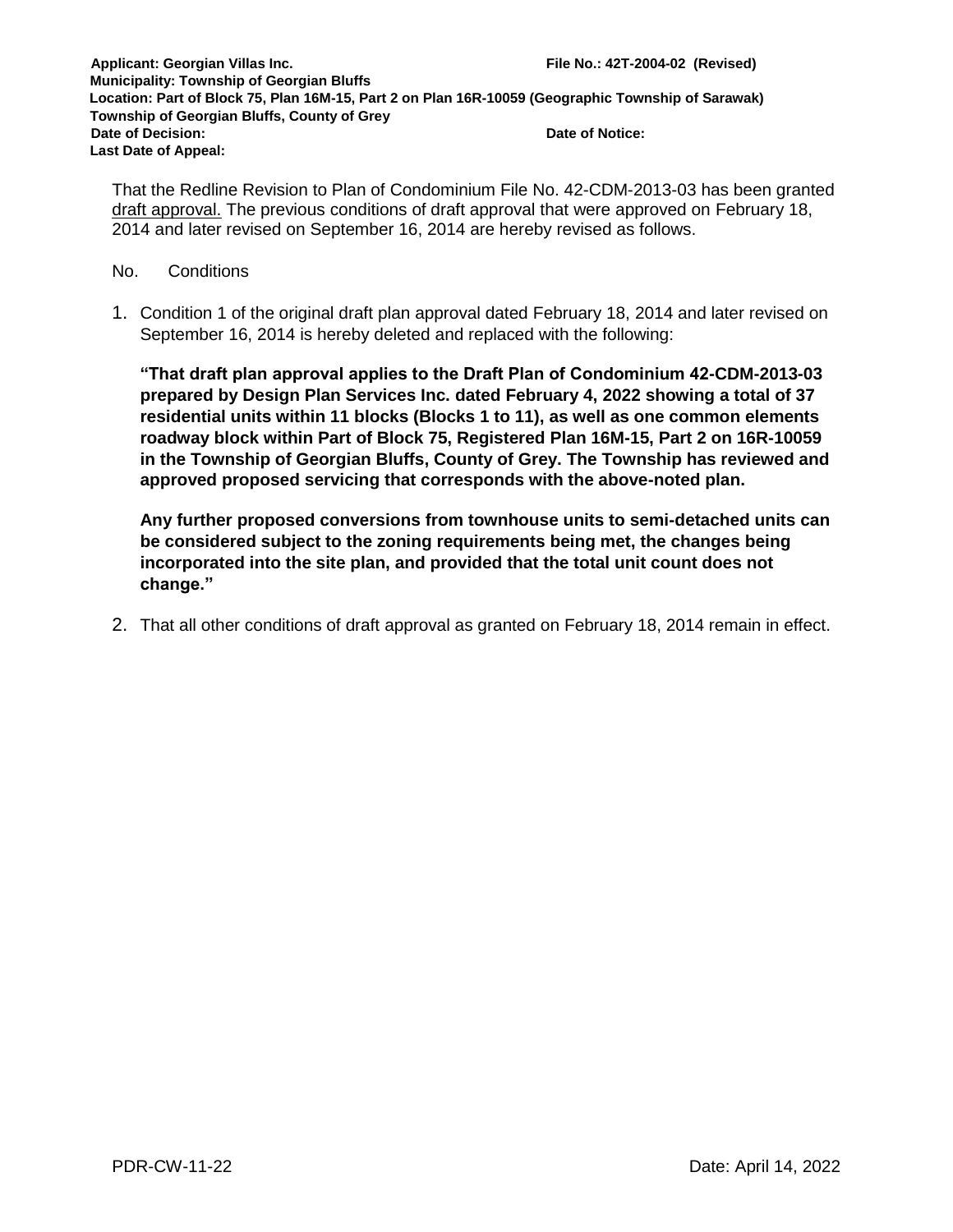**Applicant: Georgian Villas Inc.** **File No.: 42T-2004-02 (Revised)**
**Municipality: Township of Georgian Bluffs**
**Location: Part of Block 75, Plan 16M-15, Part 2 on Plan 16R-10059 (Geographic Township of Sarawak)**
**Township of Georgian Bluffs, County of Grey**
**Date of Decision:** **Date of Notice:**
**Last Date of Appeal:**

That the Redline Revision to Plan of Condominium File No. 42-CDM-2013-03 has been granted draft approval. The previous conditions of draft approval that were approved on February 18, 2014 and later revised on September 16, 2014 are hereby revised as follows.

No. Conditions

1. Condition 1 of the original draft plan approval dated February 18, 2014 and later revised on September 16, 2014 is hereby deleted and replaced with the following:

   **"That draft plan approval applies to the Draft Plan of Condominium 42-CDM-2013-03 prepared by Design Plan Services Inc. dated February 4, 2022 showing a total of 37 residential units within 11 blocks (Blocks 1 to 11), as well as one common elements roadway block within Part of Block 75, Registered Plan 16M-15, Part 2 on 16R-10059 in the Township of Georgian Bluffs, County of Grey. The Township has reviewed and approved proposed servicing that corresponds with the above-noted plan.**

   **Any further proposed conversions from townhouse units to semi-detached units can be considered subject to the zoning requirements being met, the changes being incorporated into the site plan, and provided that the total unit count does not change."**

2. That all other conditions of draft approval as granted on February 18, 2014 remain in effect.

PDR-CW-11-22 Date: April 14, 2022